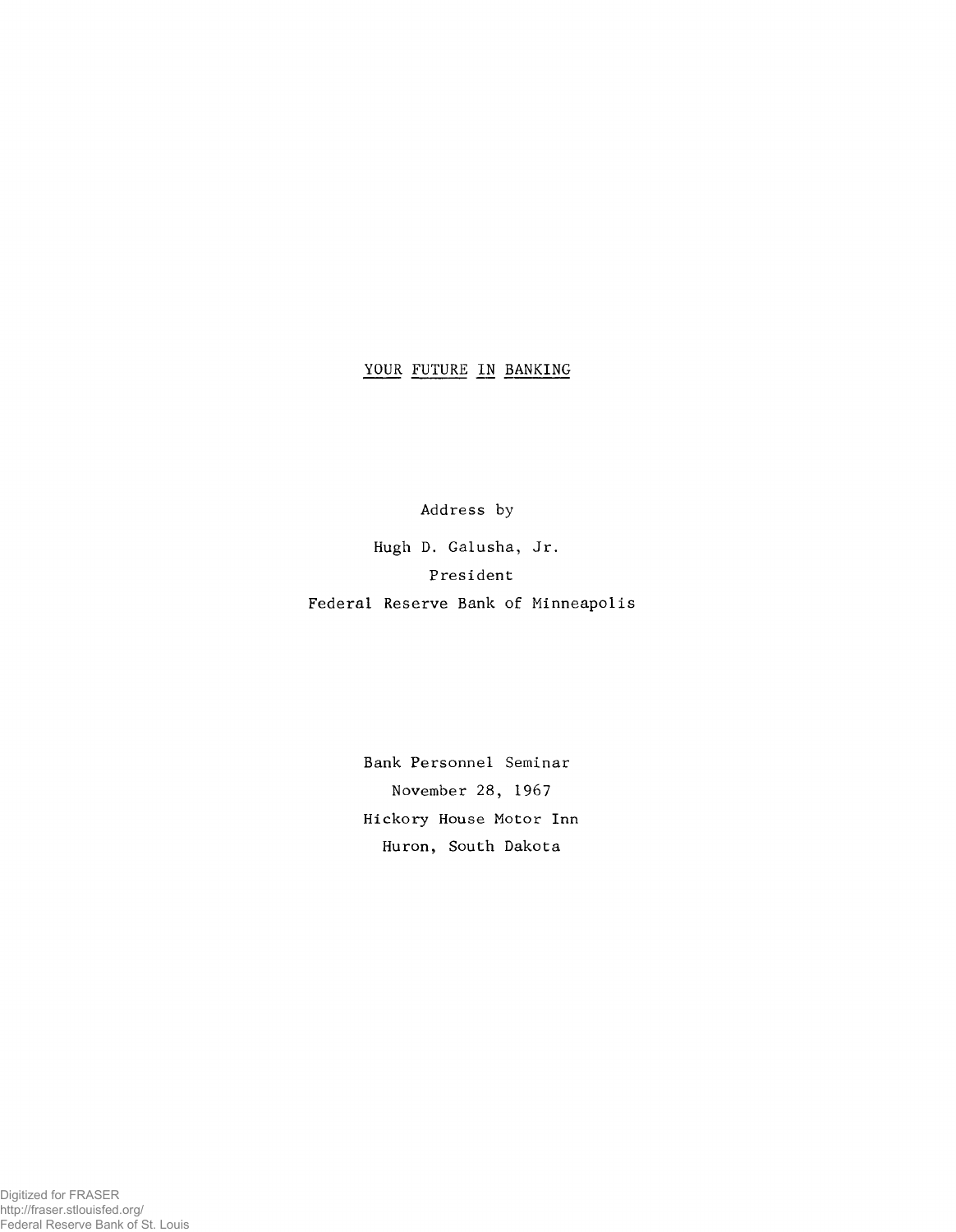# YOUR FUTURE IN BANKING

Address by

Hugh D. Galusha, Jr.

President

Federal Reserve Bank of Minneapolis

Bank Personnel Seminar

November 28, 1967

Hickory House Motor Inn

Huron, South Dakota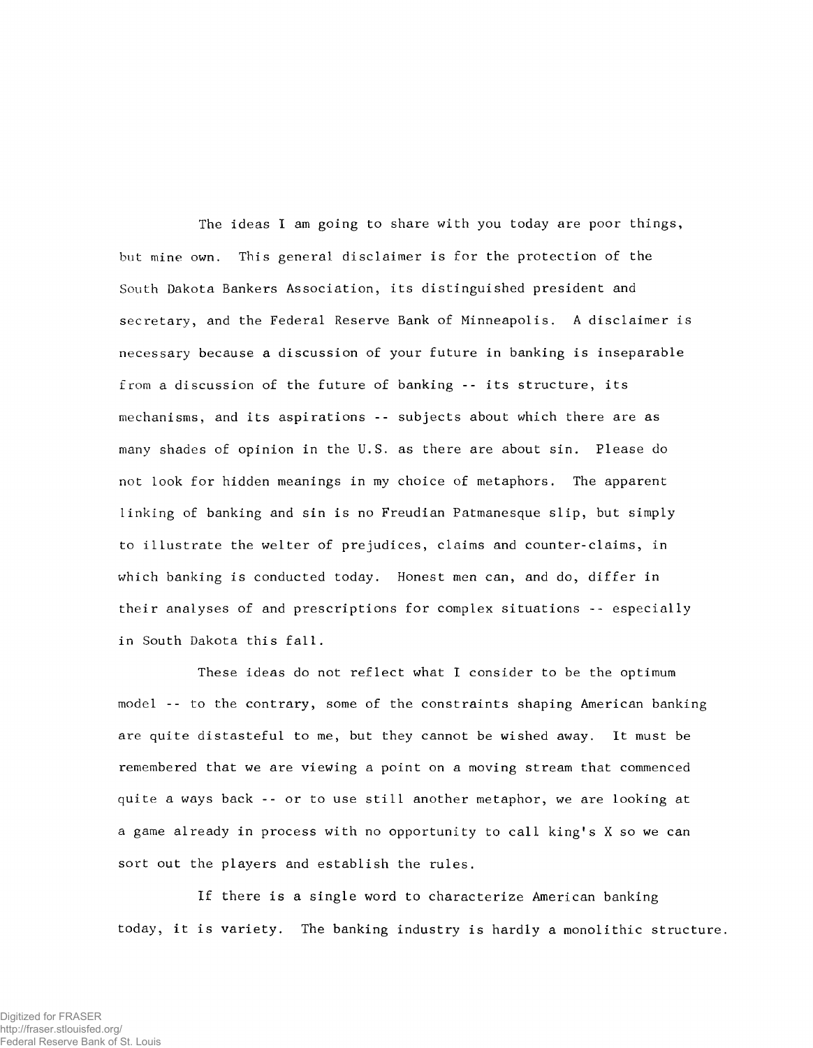The ideas I am going to share with you today are poor things, but mine own. This general disclaimer is for the protection of the South Dakota Bankers Association, its distinguished president and secretary, and the Federal Reserve Bank of Minneapolis. A disclaimer is necessary because a discussion of your future in banking is inseparable from a discussion of the future of banking -- its structure, its mechanisms, and its aspirations -- subjects about which there are as many shades of opinion in the U.S. as there are about sin. Please do not look for hidden meanings in my choice of metaphors. The apparent linking of banking and sin is no Freudian Patmanesque slip, but simply to illustrate the welter of prejudices, claims and counter-claims, in which banking is conducted today. Honest men can, and do, differ in their analyses of and prescriptions for complex situations -- especially in South Dakota this fall.

These ideas do not reflect what I consider to be the optimum model -- to the contrary, some of the constraints shaping American banking are quite distasteful to me, but they cannot be wished away. It must be remembered that we are viewing a point on a moving stream that commenced quite a ways back -- or to use still another metaphor, we are looking at a game already in process with no opportunity to call king's X so we can sort out the players and establish the rules.

If there is a single word to characterize American banking today, it is variety. The banking industry is hardly a monolithic structure.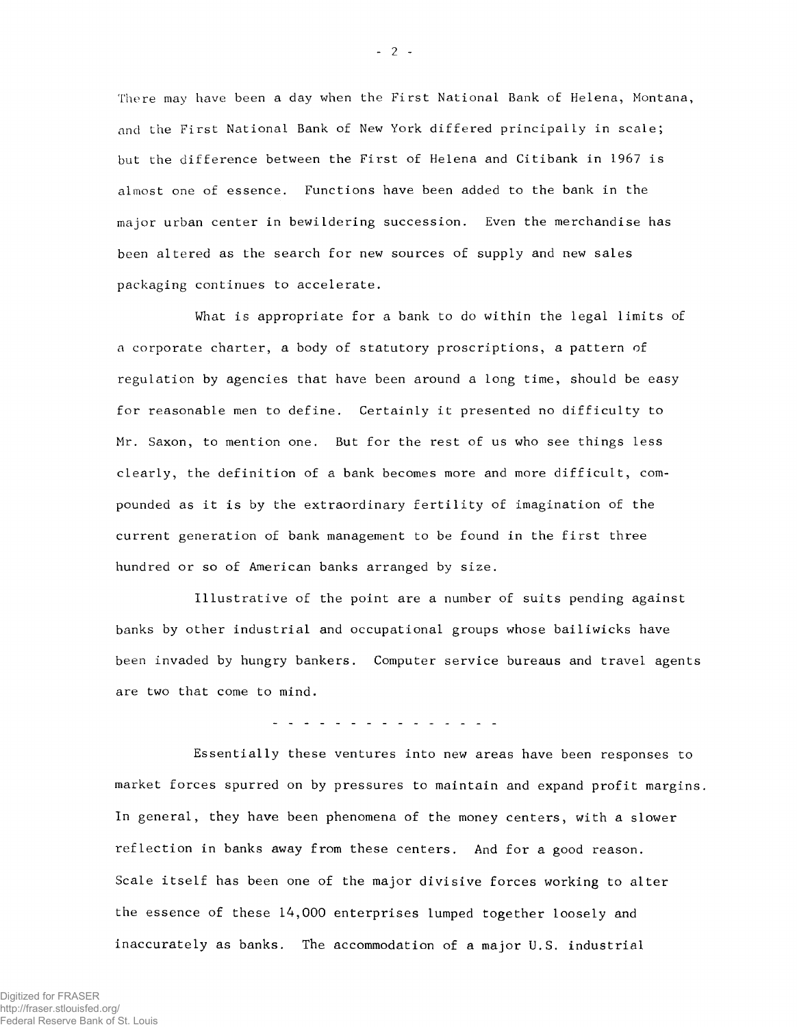There may have been a day when the First National Bank of Helena, Montana, and the First National Bank of New York differed principally in scale; but the difference between the First of Helena and Citibank in 1967 is almost one of essence. Functions have been added to the bank in the major urban center in bewildering succession. Even the merchandise has been altered as the search for new sources of supply and new sales packaging continues to accelerate.

What is appropriate for a bank to do within the legal limits of a corporate charter, a body of statutory proscriptions, a pattern of regulation by agencies that have been around a long time, should be easy for reasonable men to define. Certainly it presented no difficulty to Mr. Saxon, to mention one. But for the rest of us who see things less clearly, the definition of a bank becomes more and more difficult, compounded as it is by the extraordinary fertility of imagination of the current generation of bank management to be found in the first three hundred or so of American banks arranged by size.

Illustrative of the point are a number of suits pending against banks by other industrial and occupational groups whose bailiwicks have been invaded by hungry bankers. Computer service bureaus and travel agents are two that come to mind.

- - - - - - - - - - - - - - -

Essentially these ventures into new areas have been responses to market forces spurred on by pressures to maintain and expand profit margins. In general, they have been phenomena of the money centers, with a slower reflection in banks away from these centers. And for a good reason. Scale itself has been one of the major divisive forces working to alter the essence of these 14,000 enterprises lumped together loosely and inaccurately as banks. The accommodation of a major U.S. industrial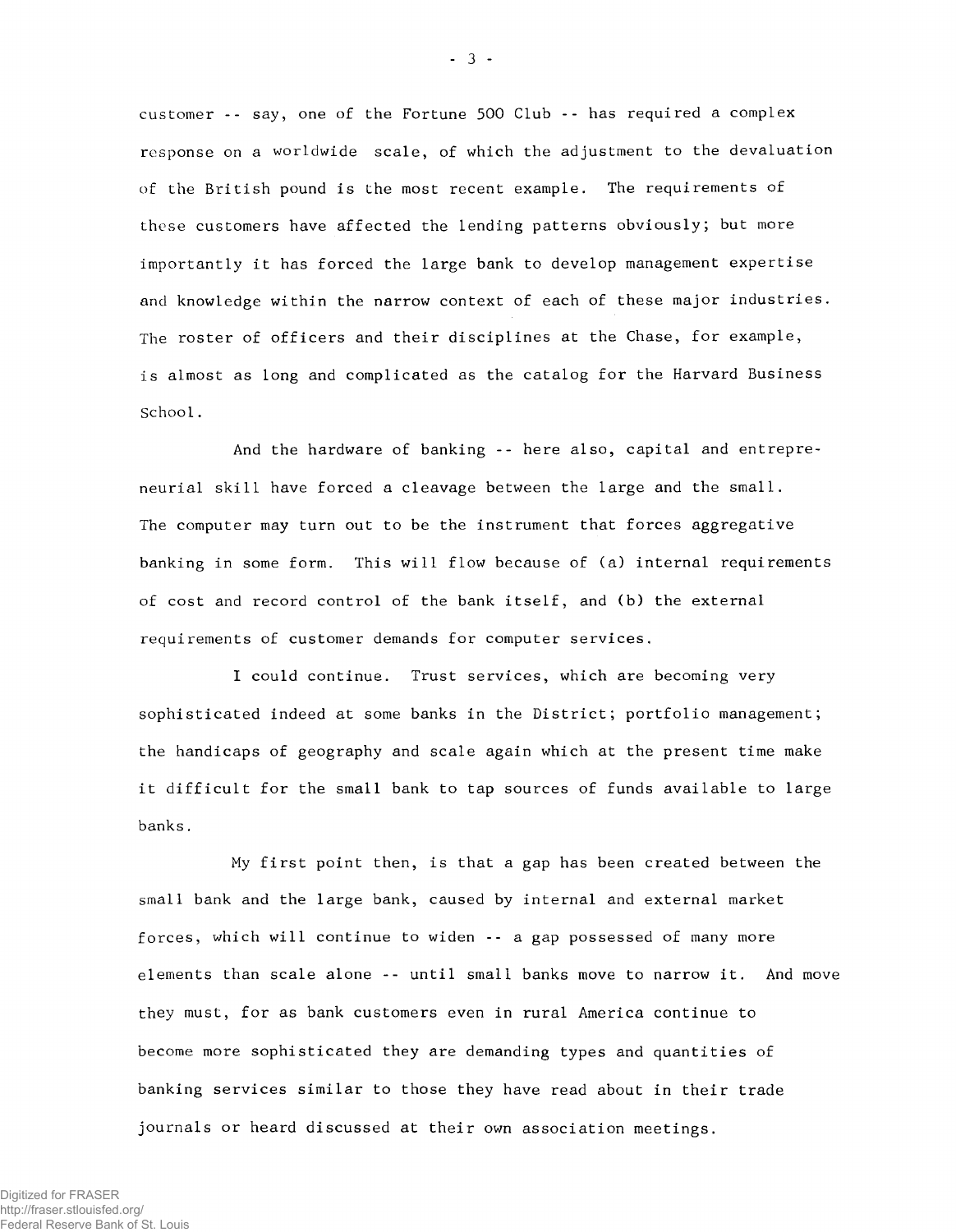customer -- say, one of the Fortune 500 Club -- has required a complex response on a worldwide scale, of which the adjustment to the devaluation of the British pound is the most recent example. The requirements of these customers have affected the lending patterns obviously; but more importantly it has forced the large bank to develop management expertise and knowledge within the narrow context of each of these major industries. The roster of officers and their disciplines at the Chase, for example, is almost as long and complicated as the catalog for the Harvard Business School.

And the hardware of banking -- here also, capital and entrepreneurial skill have forced a cleavage between the large and the small. The computer may turn out to be the instrument that forces aggregative banking in some form. This will flow because of (a) internal requirements of cost and record control of the bank itself, and (b) the external requirements of customer demands for computer services.

I could continue. Trust services, which are becoming very sophisticated indeed at some banks in the District; portfolio management; the handicaps of geography and scale again which at the present time make it difficult for the small bank to tap sources of funds available to large banks.

My first point then, is that a gap has been created between the small bank and the large bank, caused by internal and external market forces, which will continue to widen -- a gap possessed of many more elements than scale alone -- until small banks move to narrow it. And move they must, for as bank customers even in rural America continue to become more sophisticated they are demanding types and quantities of banking services similar to those they have read about in their trade journals or heard discussed at their own association meetings.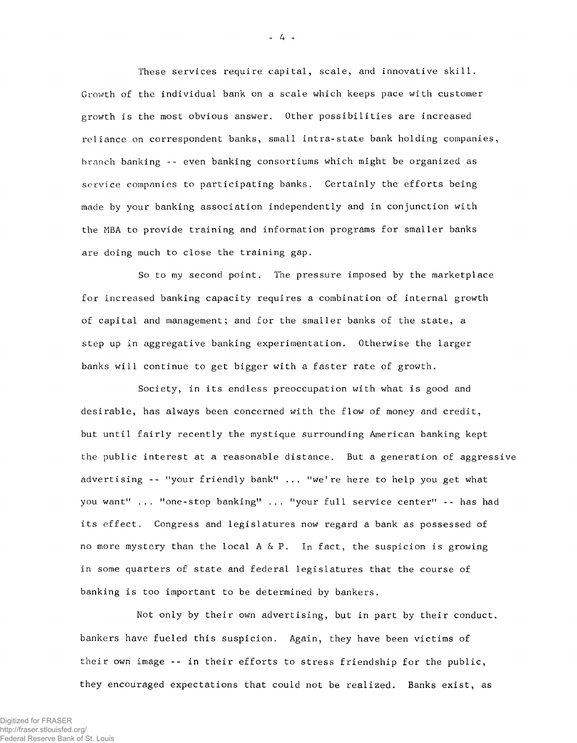These services require capital, scale, and innovative skill. Growth of the individual bank on a scale which keeps pace with customer growth is the most obvious answer. Other possibilities are increased reliance on correspondent banks, small intra-state bank holding companies, branch banking -- even banking consortiums which might be organized as service companies to participating banks. Certainly the efforts being made by your banking association independently and in conjunction with the MBA to provide training and information programs for smaller banks are doing much to close the training gap.

So to my second point. The pressure imposed by the marketplace for increased banking capacity requires a combination of internal growth of capital and management; and for the smaller banks of the state, a step up in aggregative banking experimentation. Otherwise the larger banks will continue to get bigger with a faster rate of growth.

Society, in its endless preoccupation with what is good and desirable, has always been concerned with the flow of money and credit, but until fairly recently the mystique surrounding American banking kept the public interest at a reasonable distance. But a generation of aggressive advertising -- "your friendly bank" ... "we're here to help you get what you want" ... "one-stop banking" ... "your full service center" -- has had its effect. Congress and legislatures now regard a bank as possessed of no more mystery than the local A & P. In fact, the suspicion is growing in some quarters of state and federal legislatures that the course of banking is too important to be determined by bankers.

Not only by their own advertising, but in part by their conduct, bankers have fueled this suspicion. Again, they have been victims of their own image -- in their efforts to stress friendship for the public, they encouraged expectations that could not be realized. Banks exist, as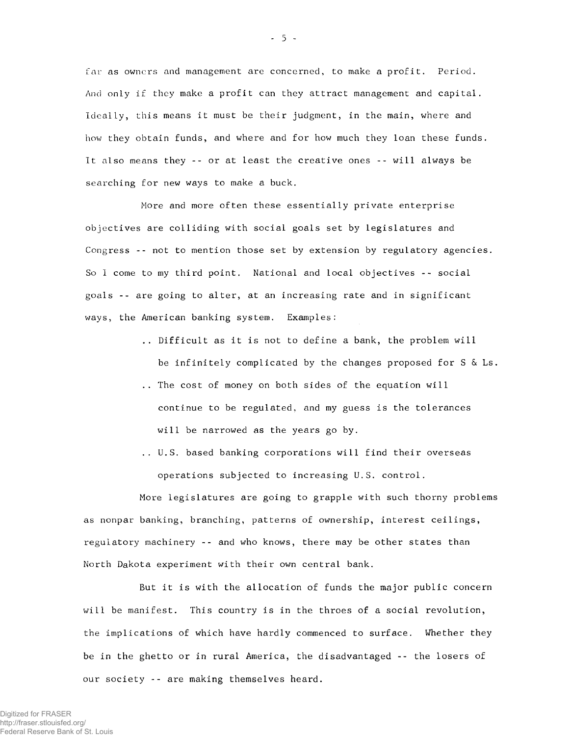far as owners and management are concerned, to make a profit. Period. And only if they make a profit can they attract management and capital. Ideally, this means it must be their judgment, in the main, where and how they obtain funds, and where and for how much they loan these funds. It also means they -- or at least the creative ones -- will always be searching for new ways to make a buck.

More and more often these essentially private enterprise objectives are colliding with social goals set by legislatures and Congress -- not to mention those set by extension by regulatory agencies. So I come to my third point. National and local objectives -- social goals -- are going to alter, at an increasing rate and in significant ways, the American banking system. Examples:

.. Difficult as it is not to define a bank, the problem will be infinitely complicated by the changes proposed for S & Ls.

.. The cost of money on both sides of the equation will continue to be regulated, and my guess is the tolerances will be narrowed as the years go by.

.. U.S. based banking corporations will find their overseas operations subjected to increasing U.S. control.

More legislatures are going to grapple with such thorny problems as nonpar banking, branching, patterns of ownership, interest ceilings, regulatory machinery -- and who knows, there may be other states than North Dakota experiment with their own central bank.

But it is with the allocation of funds the major public concern will be manifest. This country is in the throes of a social revolution, the implications of which have hardly commenced to surface. Whether they be in the ghetto or in rural America, the disadvantaged -- the losers of our society -- are making themselves heard.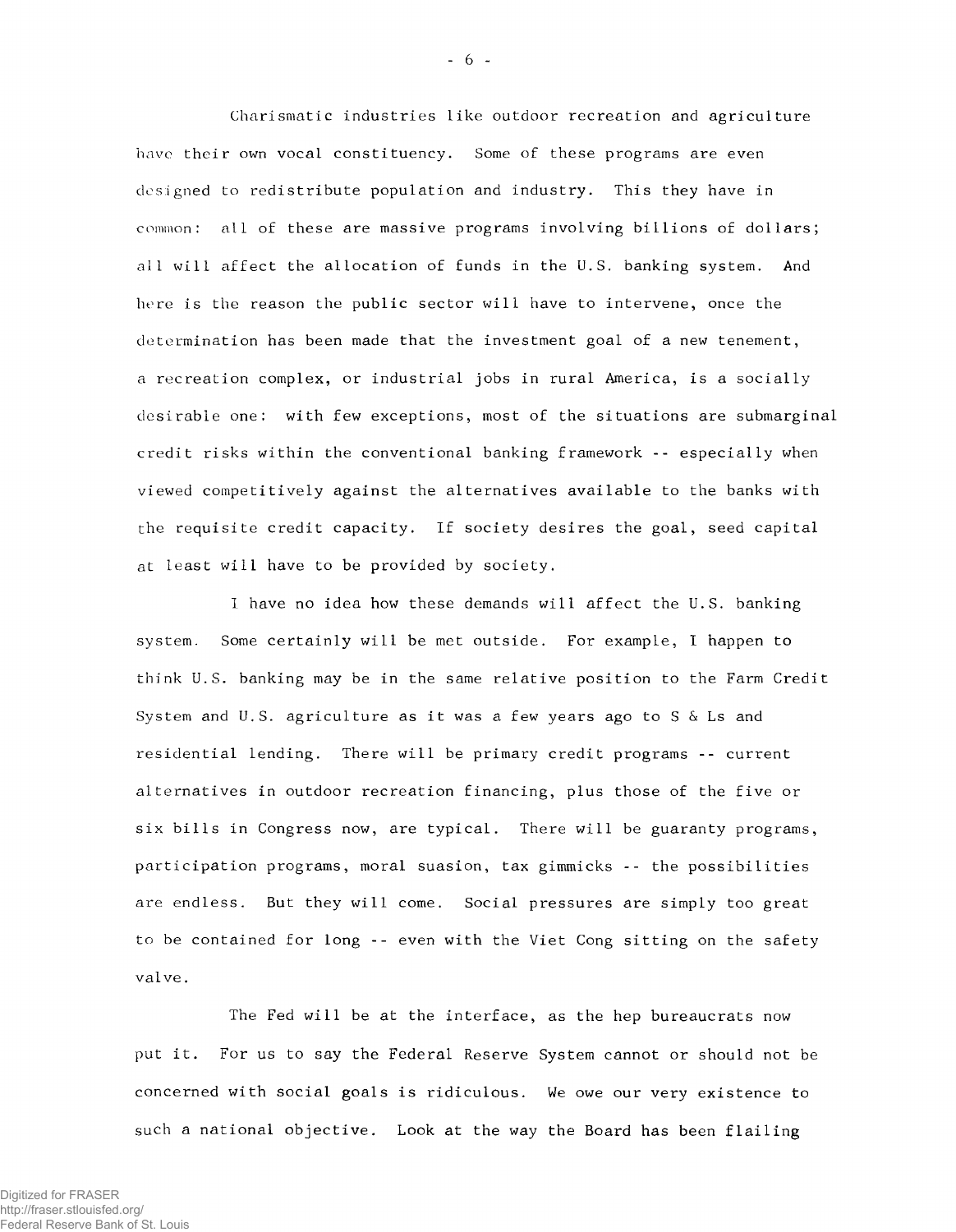Charismatic industries like outdoor recreation and agriculture have their own vocal constituency. Some of these programs are even designed to redistribute population and industry. This they have in common: all of these are massive programs involving billions of dollars; all will affect the allocation of funds in the U.S. banking system. And here is the reason the public sector will have to intervene, once the determination has been made that the investment goal of a new tenement, a recreation complex, or industrial jobs in rural America, is a socially desirable one: with few exceptions, most of the situations are submarginal credit risks within the conventional banking framework -- especially when viewed competitively against the alternatives available to the banks with the requisite credit capacity. If society desires the goal, seed capital at least will have to be provided by society.

I have no idea how these demands will affect the U.S. banking system. Some certainly will be met outside. For example, I happen to think U.S. banking may be in the same relative position to the Farm Credit System and U.S. agriculture as it was a few years ago to S & Ls and residential lending. There will be primary credit programs -- current alternatives in outdoor recreation financing, plus those of the five or six bills in Congress now, are typical. There will be guaranty programs, participation programs, moral suasion, tax gimmicks -- the possibilities are endless. But they will come. Social pressures are simply too great to be contained for long -- even with the Viet Cong sitting on the safety valve.

The Fed will be at the interface, as the hep bureaucrats now put it. For us to say the Federal Reserve System cannot or should not be concerned with social goals is ridiculous. We owe our very existence to such a national objective. Look at the way the Board has been flailing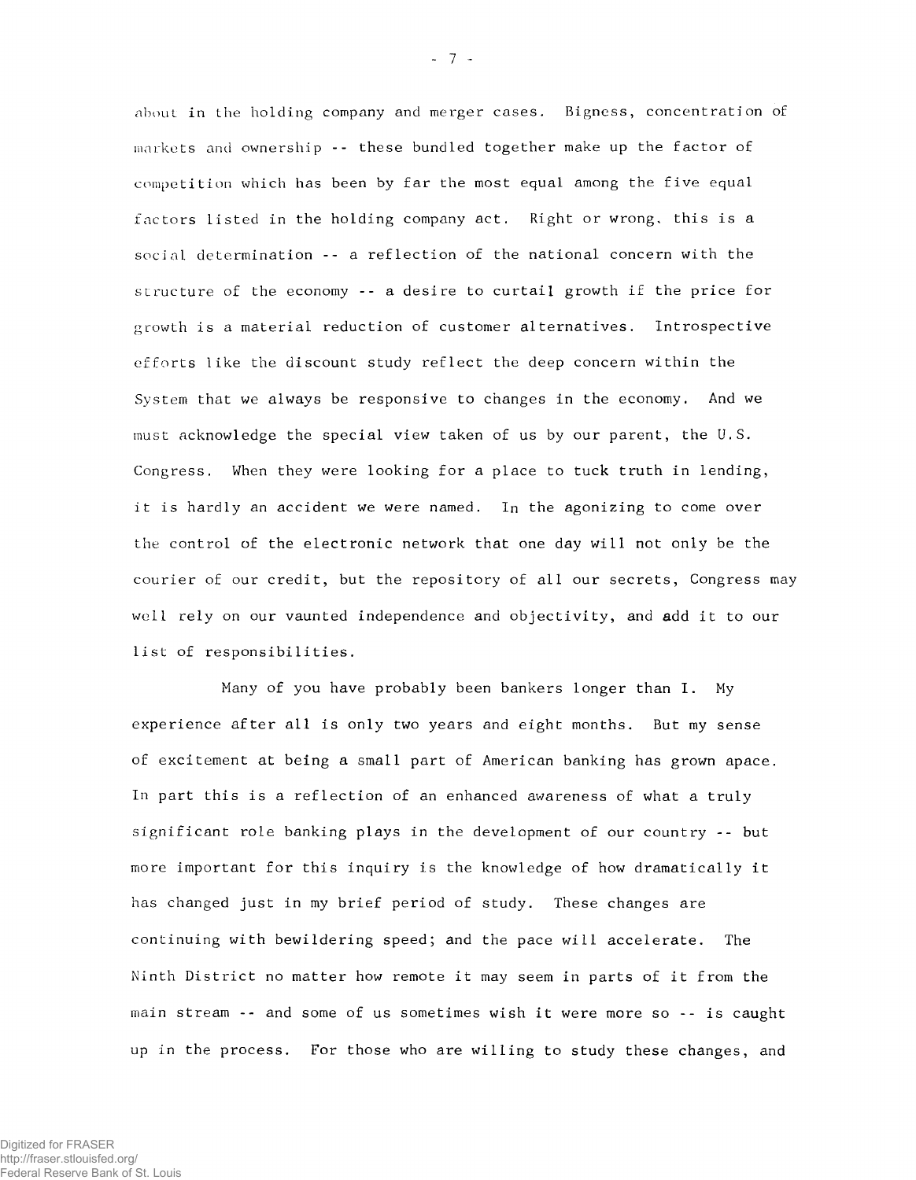about in the holding company and merger cases. Bigness, concentration of markets and ownership -- these bundled together make up the factor of competition which has been by far the most equal among the five equal factors listed in the holding company act. Right or wrong, this is a social determination -- a reflection of the national concern with the structure of the economy -- a desire to curtail growth if the price for growth is a material reduction of customer alternatives. Introspective efforts like the discount study reflect the deep concern within the System that we always be responsive to changes in the economy. And we must acknowledge the special view taken of us by our parent, the U.S. Congress. When they were looking for a place to tuck truth in lending, it is hardly an accident we were named. In the agonizing to come over the control of the electronic network that one day will not only be the courier of our credit, but the repository of all our secrets, Congress may well rely on our vaunted independence and objectivity, and add it to our list of responsibilities.

Many of you have probably been bankers longer than I. My experience after all is only two years and eight months. But my sense of excitement at being a small part of American banking has grown apace. In part this is a reflection of an enhanced awareness of what a truly significant role banking plays in the development of our country -- but more important for this inquiry is the knowledge of how dramatically it has changed just in my brief period of study. These changes are continuing with bewildering speed; and the pace will accelerate. The Ninth District no matter how remote it may seem in parts of it from the main stream -- and some of us sometimes wish it were more so -- is caught up in the process. For those who are willing to study these changes, and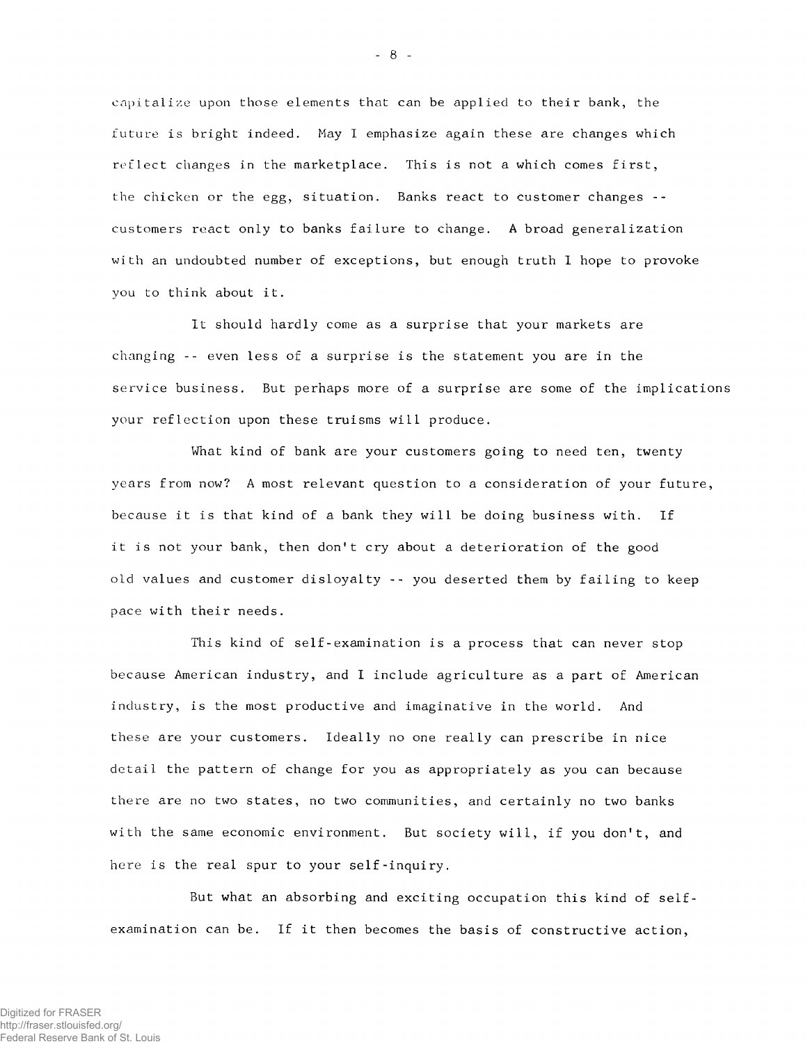capitalize upon those elements that can be applied to their bank, the future is bright indeed. May I emphasize again these are changes which reflect changes in the marketplace. This is not a which comes first, the chicken or the egg, situation. Banks react to customer changes -- customers react only to banks failure to change. A broad generalization with an undoubted number of exceptions, but enough truth I hope to provoke you to think about it.

It should hardly come as a surprise that your markets are changing -- even less of a surprise is the statement you are in the service business. But perhaps more of a surprise are some of the implications your reflection upon these truisms will produce.

What kind of bank are your customers going to need ten, twenty years from now? A most relevant question to a consideration of your future, because it is that kind of a bank they will be doing business with. If it is not your bank, then don't cry about a deterioration of the good old values and customer disloyalty -- you deserted them by failing to keep pace with their needs.

This kind of self-examination is a process that can never stop because American industry, and I include agriculture as a part of American industry, is the most productive and imaginative in the world. And these are your customers. Ideally no one really can prescribe in nice detail the pattern of change for you as appropriately as you can because there are no two states, no two communities, and certainly no two banks with the same economic environment. But society will, if you don't, and here is the real spur to your self-inquiry.

But what an absorbing and exciting occupation this kind of self-examination can be. If it then becomes the basis of constructive action,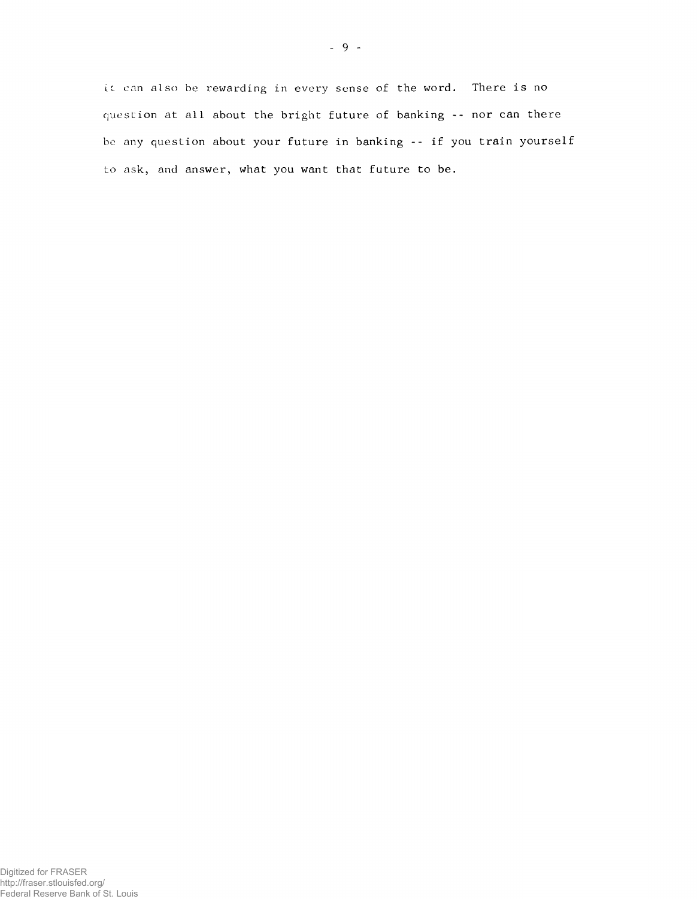it can also be rewarding in every sense of the word. There is no question at all about the bright future of banking -- nor can there be any question about your future in banking -- if you train yourself to ask, and answer, what you want that future to be.